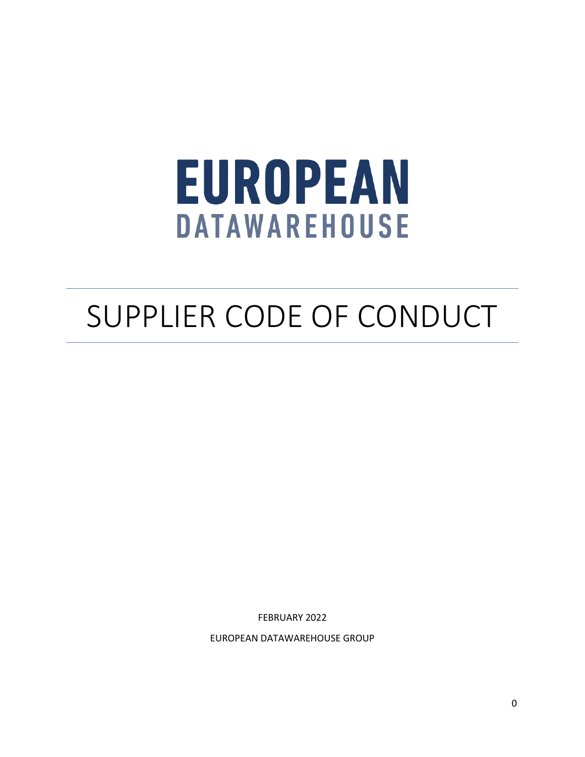# EUROPEAN DATAWAREHOUSE

# SUPPLIER CODE OF CONDUCT

FEBRUARY 2022

EUROPEAN DATAWAREHOUSE GROUP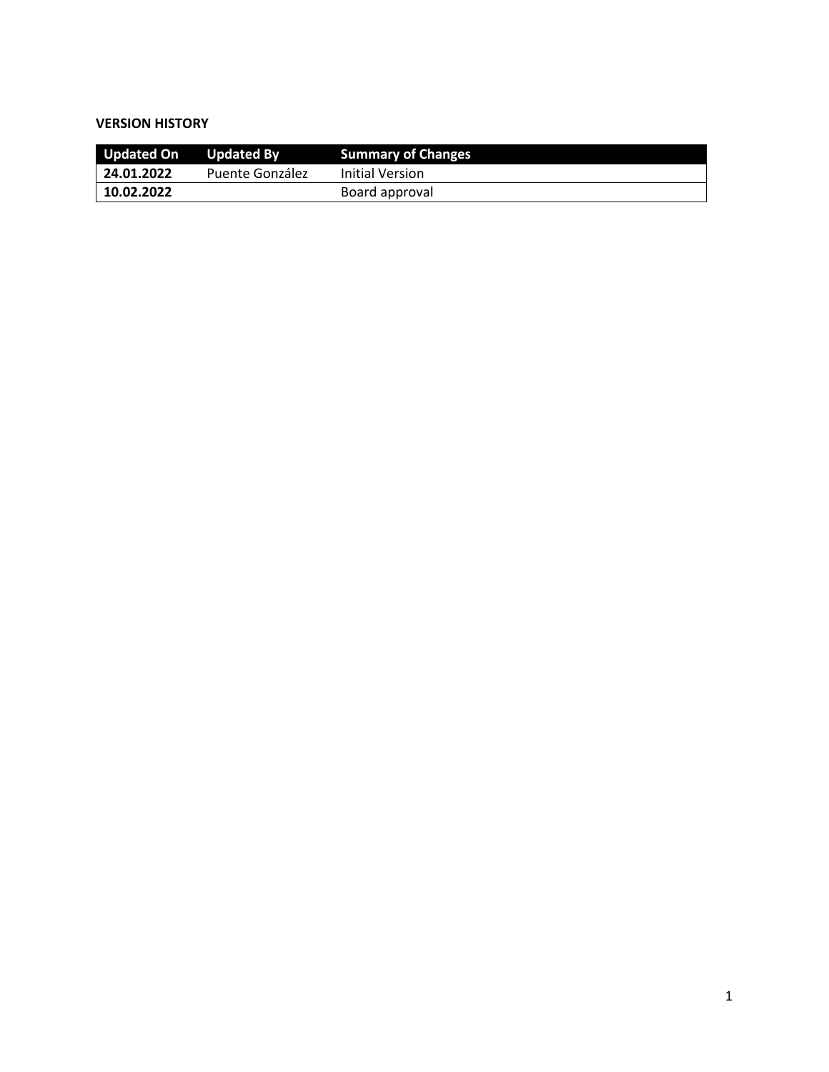**VERSION HISTORY**

| Updated On | Updated By | Summary of Changes |
|---|---|---|
| **24.01.2022** | Puente González | Initial Version |
| **10.02.2022** | | Board approval |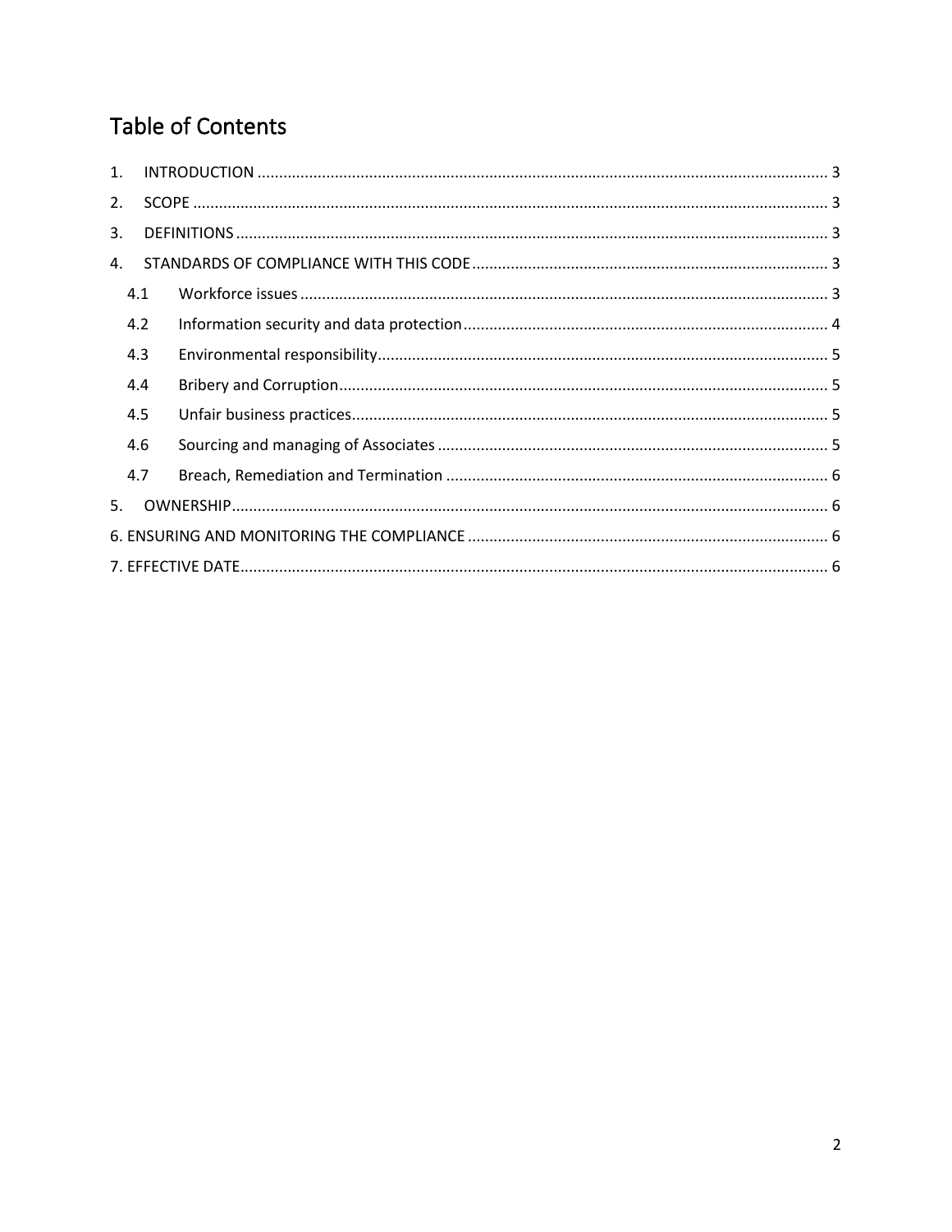# Table of Contents

1. INTRODUCTION ........................................................................................................................................ 3
2. SCOPE ....................................................................................................................................................... 3
3. DEFINITIONS ............................................................................................................................................ 3
4. STANDARDS OF COMPLIANCE WITH THIS CODE .................................................................................. 3
   - 4.1 Workforce issues .............................................................................................................................. 3
   - 4.2 Information security and data protection ....................................................................................... 4
   - 4.3 Environmental responsibility ........................................................................................................... 5
   - 4.4 Bribery and Corruption .................................................................................................................... 5
   - 4.5 Unfair business practices ................................................................................................................. 5
   - 4.6 Sourcing and managing of Associates .............................................................................................. 5
   - 4.7 Breach, Remediation and Termination ............................................................................................ 6
5. OWNERSHIP .............................................................................................................................................. 6

6. ENSURING AND MONITORING THE COMPLIANCE .................................................................................... 6

7. EFFECTIVE DATE ............................................................................................................................................ 6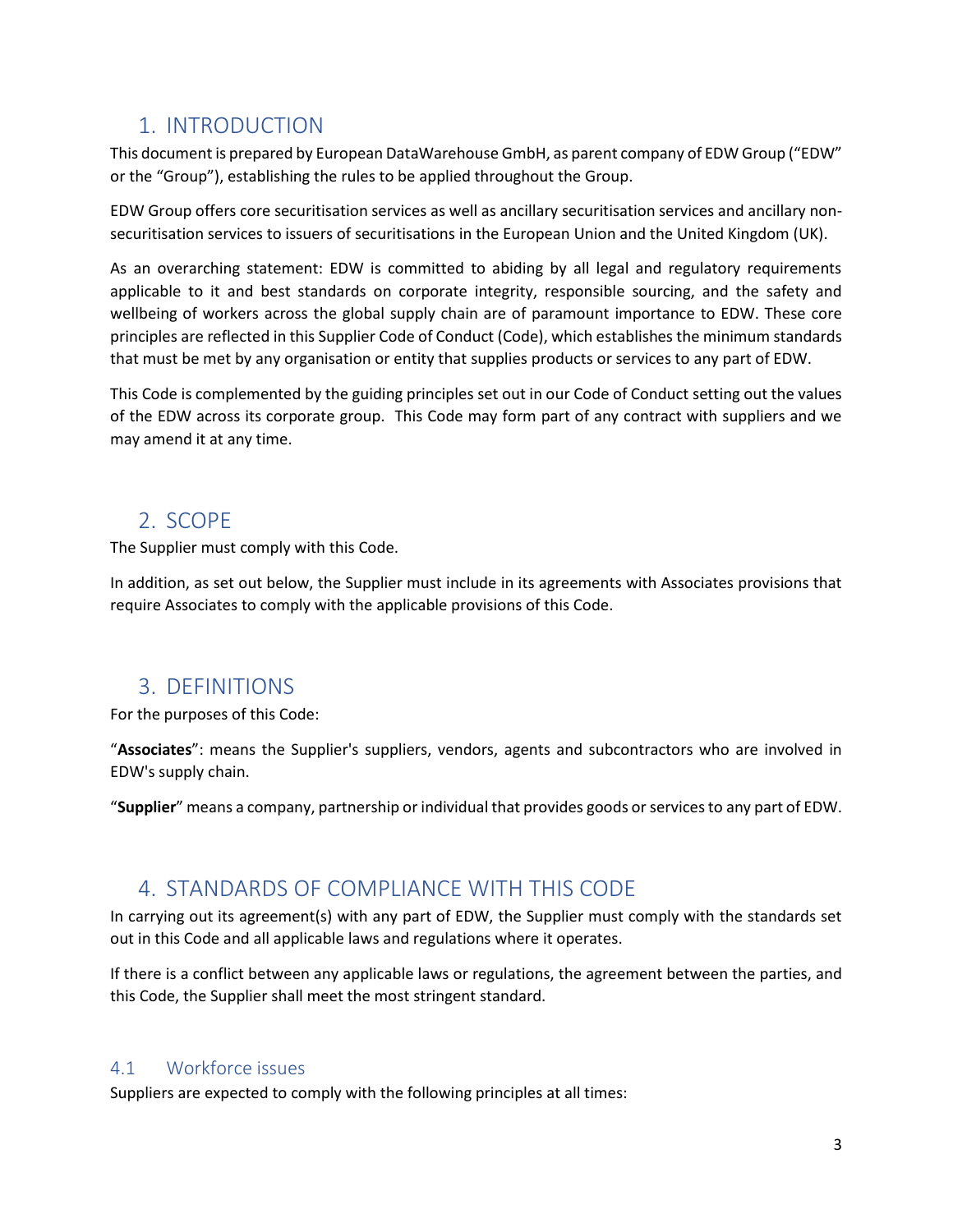## 1. INTRODUCTION

This document is prepared by European DataWarehouse GmbH, as parent company of EDW Group ("EDW" or the "Group"), establishing the rules to be applied throughout the Group.

EDW Group offers core securitisation services as well as ancillary securitisation services and ancillary non-securitisation services to issuers of securitisations in the European Union and the United Kingdom (UK).

As an overarching statement: EDW is committed to abiding by all legal and regulatory requirements applicable to it and best standards on corporate integrity, responsible sourcing, and the safety and wellbeing of workers across the global supply chain are of paramount importance to EDW. These core principles are reflected in this Supplier Code of Conduct (Code), which establishes the minimum standards that must be met by any organisation or entity that supplies products or services to any part of EDW.

This Code is complemented by the guiding principles set out in our Code of Conduct setting out the values of the EDW across its corporate group. This Code may form part of any contract with suppliers and we may amend it at any time.

## 2. SCOPE

The Supplier must comply with this Code.

In addition, as set out below, the Supplier must include in its agreements with Associates provisions that require Associates to comply with the applicable provisions of this Code.

## 3. DEFINITIONS

For the purposes of this Code:

"**Associates**": means the Supplier's suppliers, vendors, agents and subcontractors who are involved in EDW's supply chain.

"**Supplier**" means a company, partnership or individual that provides goods or services to any part of EDW.

## 4. STANDARDS OF COMPLIANCE WITH THIS CODE

In carrying out its agreement(s) with any part of EDW, the Supplier must comply with the standards set out in this Code and all applicable laws and regulations where it operates.

If there is a conflict between any applicable laws or regulations, the agreement between the parties, and this Code, the Supplier shall meet the most stringent standard.

### 4.1 Workforce issues

Suppliers are expected to comply with the following principles at all times: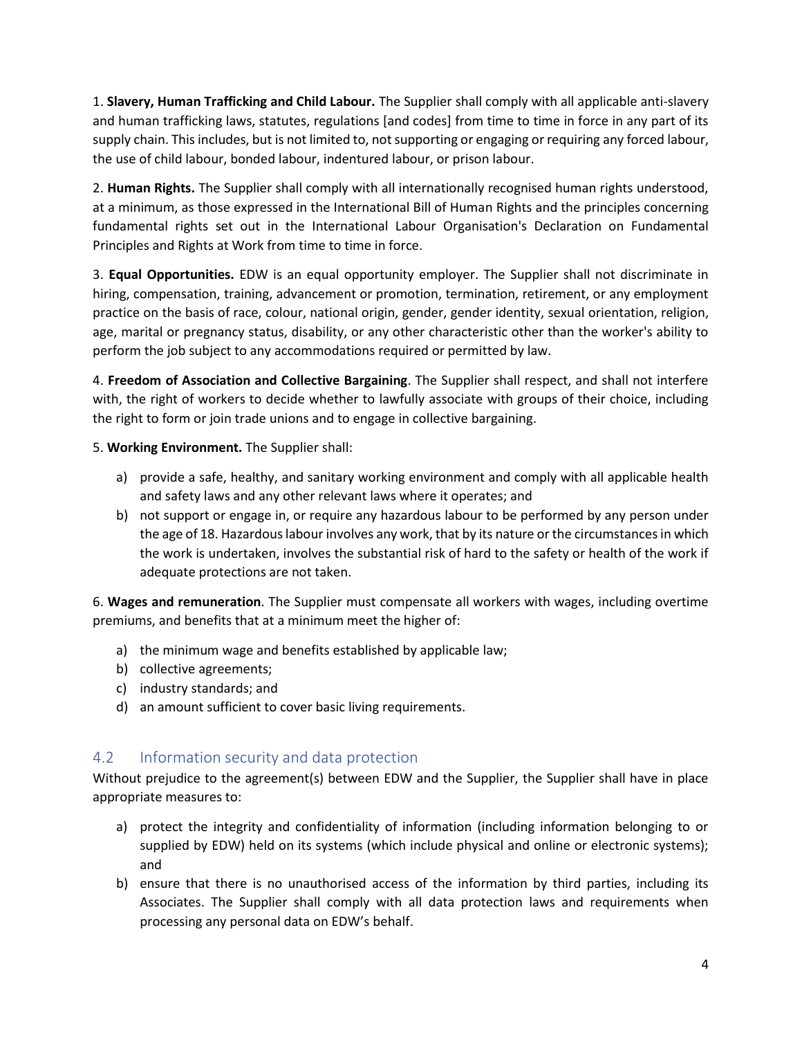1. **Slavery, Human Trafficking and Child Labour.** The Supplier shall comply with all applicable anti-slavery and human trafficking laws, statutes, regulations [and codes] from time to time in force in any part of its supply chain. This includes, but is not limited to, not supporting or engaging or requiring any forced labour, the use of child labour, bonded labour, indentured labour, or prison labour.

2. **Human Rights.** The Supplier shall comply with all internationally recognised human rights understood, at a minimum, as those expressed in the International Bill of Human Rights and the principles concerning fundamental rights set out in the International Labour Organisation's Declaration on Fundamental Principles and Rights at Work from time to time in force.

3. **Equal Opportunities.** EDW is an equal opportunity employer. The Supplier shall not discriminate in hiring, compensation, training, advancement or promotion, termination, retirement, or any employment practice on the basis of race, colour, national origin, gender, gender identity, sexual orientation, religion, age, marital or pregnancy status, disability, or any other characteristic other than the worker's ability to perform the job subject to any accommodations required or permitted by law.

4. **Freedom of Association and Collective Bargaining**. The Supplier shall respect, and shall not interfere with, the right of workers to decide whether to lawfully associate with groups of their choice, including the right to form or join trade unions and to engage in collective bargaining.

5. **Working Environment.** The Supplier shall:

a) provide a safe, healthy, and sanitary working environment and comply with all applicable health and safety laws and any other relevant laws where it operates; and
b) not support or engage in, or require any hazardous labour to be performed by any person under the age of 18. Hazardous labour involves any work, that by its nature or the circumstances in which the work is undertaken, involves the substantial risk of hard to the safety or health of the work if adequate protections are not taken.

6. **Wages and remuneration**. The Supplier must compensate all workers with wages, including overtime premiums, and benefits that at a minimum meet the higher of:

a) the minimum wage and benefits established by applicable law;
b) collective agreements;
c) industry standards; and
d) an amount sufficient to cover basic living requirements.

## 4.2 Information security and data protection

Without prejudice to the agreement(s) between EDW and the Supplier, the Supplier shall have in place appropriate measures to:

a) protect the integrity and confidentiality of information (including information belonging to or supplied by EDW) held on its systems (which include physical and online or electronic systems); and
b) ensure that there is no unauthorised access of the information by third parties, including its Associates. The Supplier shall comply with all data protection laws and requirements when processing any personal data on EDW's behalf.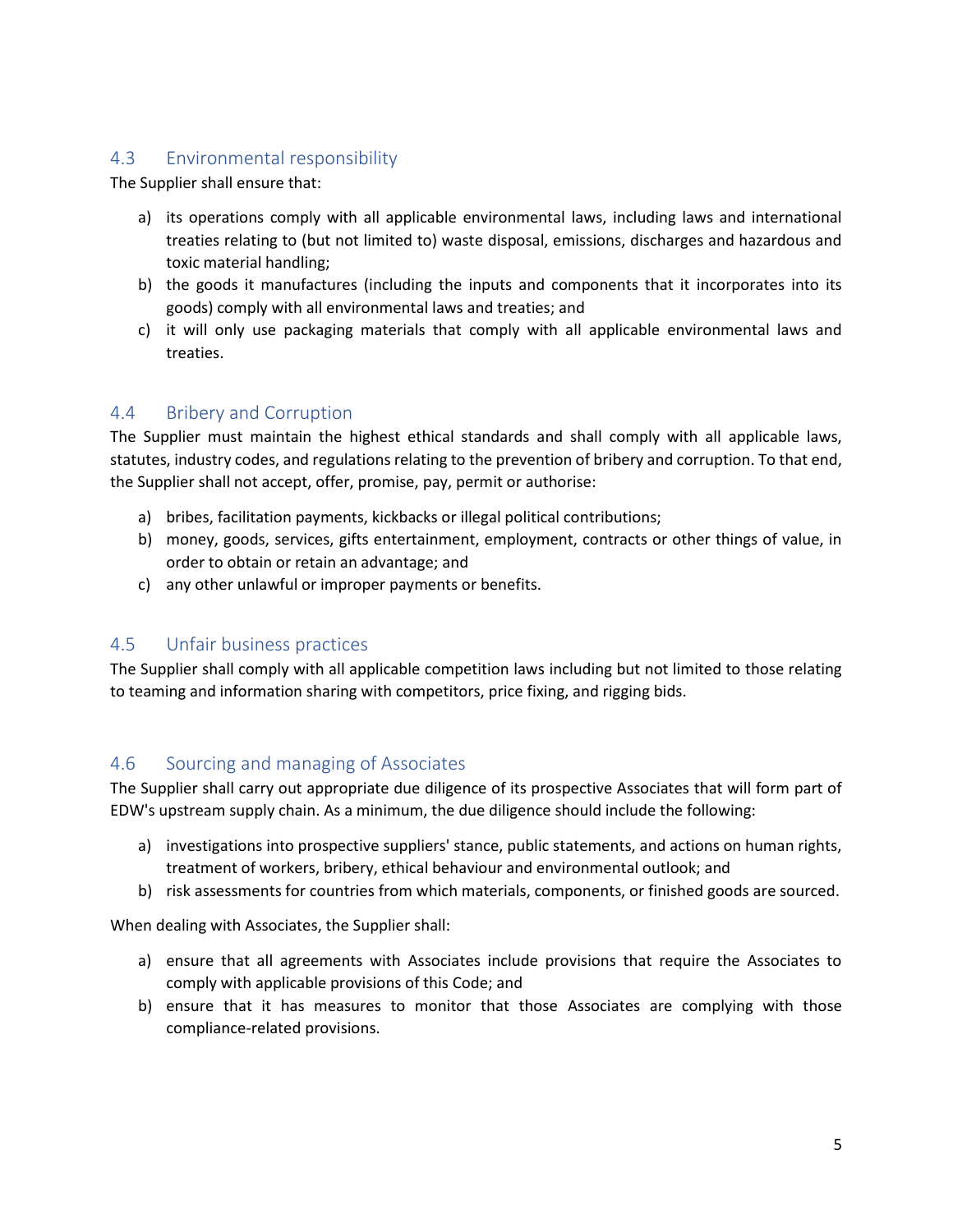## 4.3 Environmental responsibility

The Supplier shall ensure that:

a) its operations comply with all applicable environmental laws, including laws and international treaties relating to (but not limited to) waste disposal, emissions, discharges and hazardous and toxic material handling;
b) the goods it manufactures (including the inputs and components that it incorporates into its goods) comply with all environmental laws and treaties; and
c) it will only use packaging materials that comply with all applicable environmental laws and treaties.

## 4.4 Bribery and Corruption

The Supplier must maintain the highest ethical standards and shall comply with all applicable laws, statutes, industry codes, and regulations relating to the prevention of bribery and corruption. To that end, the Supplier shall not accept, offer, promise, pay, permit or authorise:

a) bribes, facilitation payments, kickbacks or illegal political contributions;
b) money, goods, services, gifts entertainment, employment, contracts or other things of value, in order to obtain or retain an advantage; and
c) any other unlawful or improper payments or benefits.

## 4.5 Unfair business practices

The Supplier shall comply with all applicable competition laws including but not limited to those relating to teaming and information sharing with competitors, price fixing, and rigging bids.

## 4.6 Sourcing and managing of Associates

The Supplier shall carry out appropriate due diligence of its prospective Associates that will form part of EDW's upstream supply chain. As a minimum, the due diligence should include the following:

a) investigations into prospective suppliers' stance, public statements, and actions on human rights, treatment of workers, bribery, ethical behaviour and environmental outlook; and
b) risk assessments for countries from which materials, components, or finished goods are sourced.

When dealing with Associates, the Supplier shall:

a) ensure that all agreements with Associates include provisions that require the Associates to comply with applicable provisions of this Code; and
b) ensure that it has measures to monitor that those Associates are complying with those compliance-related provisions.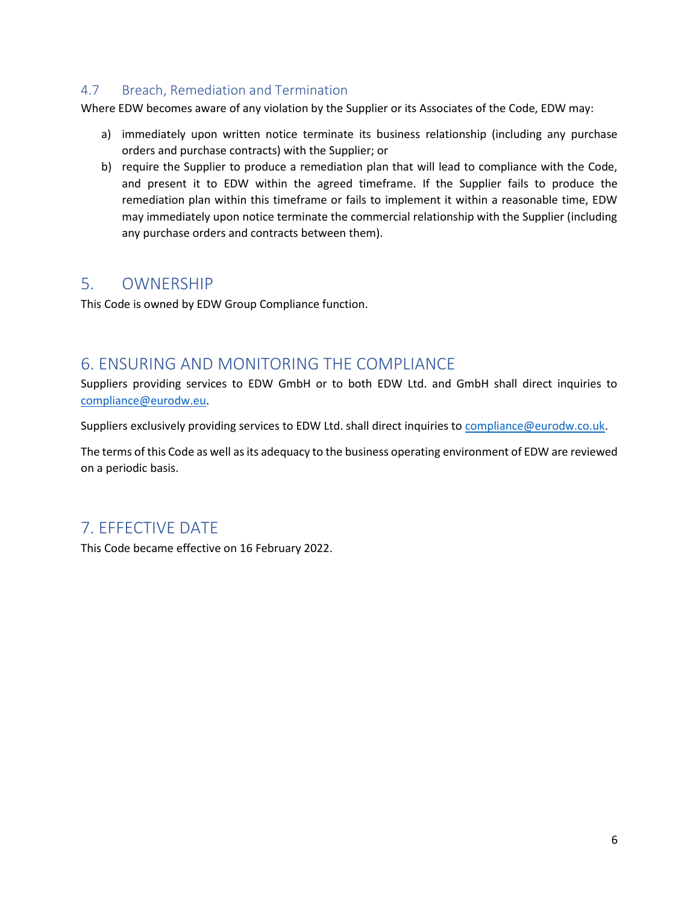### 4.7 Breach, Remediation and Termination

Where EDW becomes aware of any violation by the Supplier or its Associates of the Code, EDW may:

a) immediately upon written notice terminate its business relationship (including any purchase orders and purchase contracts) with the Supplier; or
b) require the Supplier to produce a remediation plan that will lead to compliance with the Code, and present it to EDW within the agreed timeframe. If the Supplier fails to produce the remediation plan within this timeframe or fails to implement it within a reasonable time, EDW may immediately upon notice terminate the commercial relationship with the Supplier (including any purchase orders and contracts between them).

## 5. OWNERSHIP

This Code is owned by EDW Group Compliance function.

## 6. ENSURING AND MONITORING THE COMPLIANCE

Suppliers providing services to EDW GmbH or to both EDW Ltd. and GmbH shall direct inquiries to compliance@eurodw.eu.

Suppliers exclusively providing services to EDW Ltd. shall direct inquiries to compliance@eurodw.co.uk.

The terms of this Code as well as its adequacy to the business operating environment of EDW are reviewed on a periodic basis.

## 7. EFFECTIVE DATE

This Code became effective on 16 February 2022.